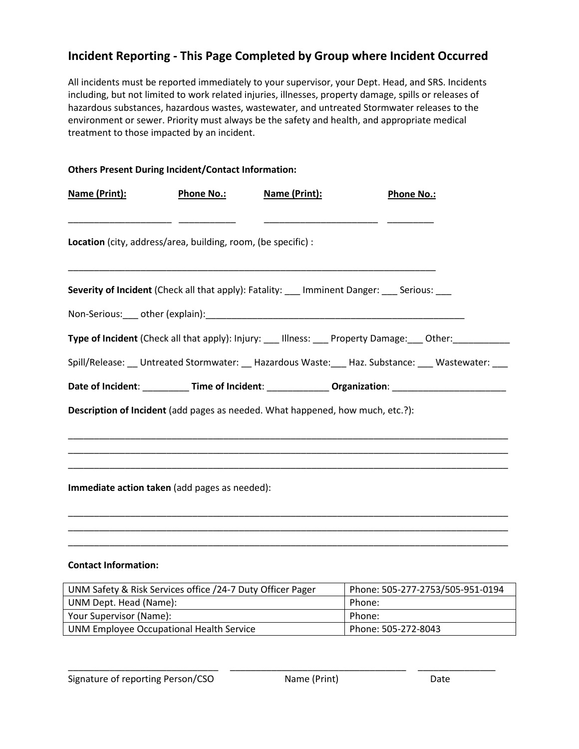## Incident Reporting - This Page Completed by Group where Incident Occurred

All incidents must be reported immediately to your supervisor, your Dept. Head, and SRS. Incidents including, but not limited to work related injuries, illnesses, property damage, spills or releases of hazardous substances, hazardous wastes, wastewater, and untreated Stormwater releases to the environment or sewer. Priority must always be the safety and health, and appropriate medical treatment to those impacted by an incident.

**Others Present During Incident/Contact Information:**

| **Name (Print):** | **Phone No.:** | **Name (Print):** | **Phone No.:** |
|---|---|---|---|
| ____________________ | ___________ | ______________________ | _________ |

**Location** (city, address/area, building, room, (be specific) :

__________________________________________________________________________

**Severity of Incident** (Check all that apply): Fatality: ___ Imminent Danger: ___ Serious: ___

Non-Serious:___ other (explain):_____________________________________________________

**Type of Incident** (Check all that apply): Injury: ___ Illness: ___ Property Damage:___ Other:___________

Spill/Release: __ Untreated Stormwater: __ Hazardous Waste:___ Haz. Substance: ___ Wastewater: ___

**Date of Incident**: _________ **Time of Incident**: ____________ **Organization**: ______________________

**Description of Incident** (add pages as needed. What happened, how much, etc.?):

_________________________________________________________________________________________

_________________________________________________________________________________________

_________________________________________________________________________________________

**Immediate action taken** (add pages as needed):

_________________________________________________________________________________________

_________________________________________________________________________________________

_________________________________________________________________________________________

**Contact Information:**

| | |
|---|---|
| UNM Safety & Risk Services office /24-7 Duty Officer Pager | Phone: 505-277-2753/505-951-0194 |
| UNM Dept. Head (Name): | Phone: |
| Your Supervisor (Name): | Phone: |
| UNM Employee Occupational Health Service | Phone: 505-272-8043 |

______________________________ ___________________________________ _______________

Signature of reporting Person/CSO Name (Print) Date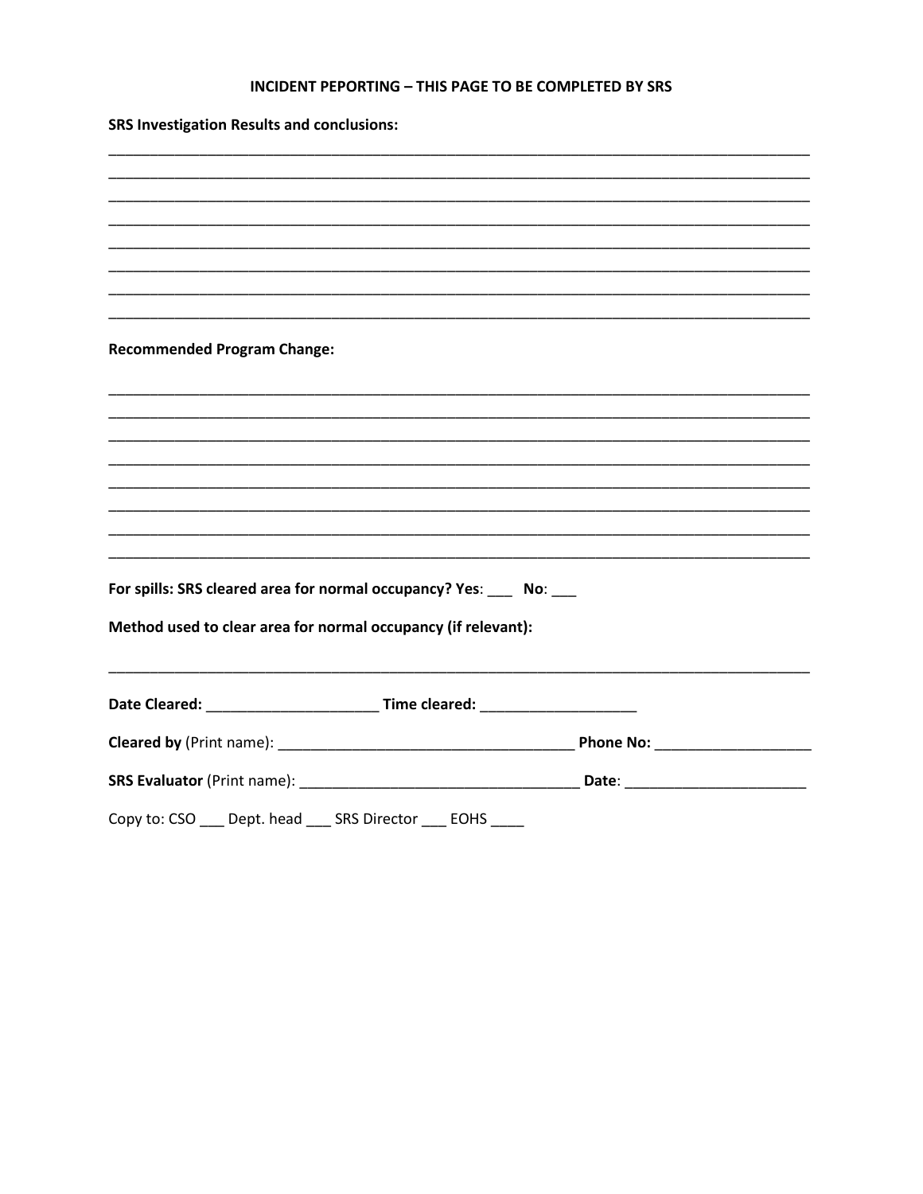**INCIDENT PEPORTING – THIS PAGE TO BE COMPLETED BY SRS**

**SRS Investigation Results and conclusions:**

______________________________________________________________________________
______________________________________________________________________________
______________________________________________________________________________
______________________________________________________________________________
______________________________________________________________________________
______________________________________________________________________________
______________________________________________________________________________
______________________________________________________________________________

**Recommended Program Change:**

______________________________________________________________________________
______________________________________________________________________________
______________________________________________________________________________
______________________________________________________________________________
______________________________________________________________________________
______________________________________________________________________________
______________________________________________________________________________
______________________________________________________________________________

**For spills: SRS cleared area for normal occupancy? Yes**: ___ **No**: ___

**Method used to clear area for normal occupancy (if relevant):**

______________________________________________________________________________

**Date Cleared:** ____________________ **Time cleared:** __________________

**Cleared by** (Print name): __________________________________ **Phone No:** __________________

**SRS Evaluator** (Print name): ________________________________ **Date**: ____________________

Copy to: CSO ___ Dept. head ___ SRS Director ___ EOHS ____